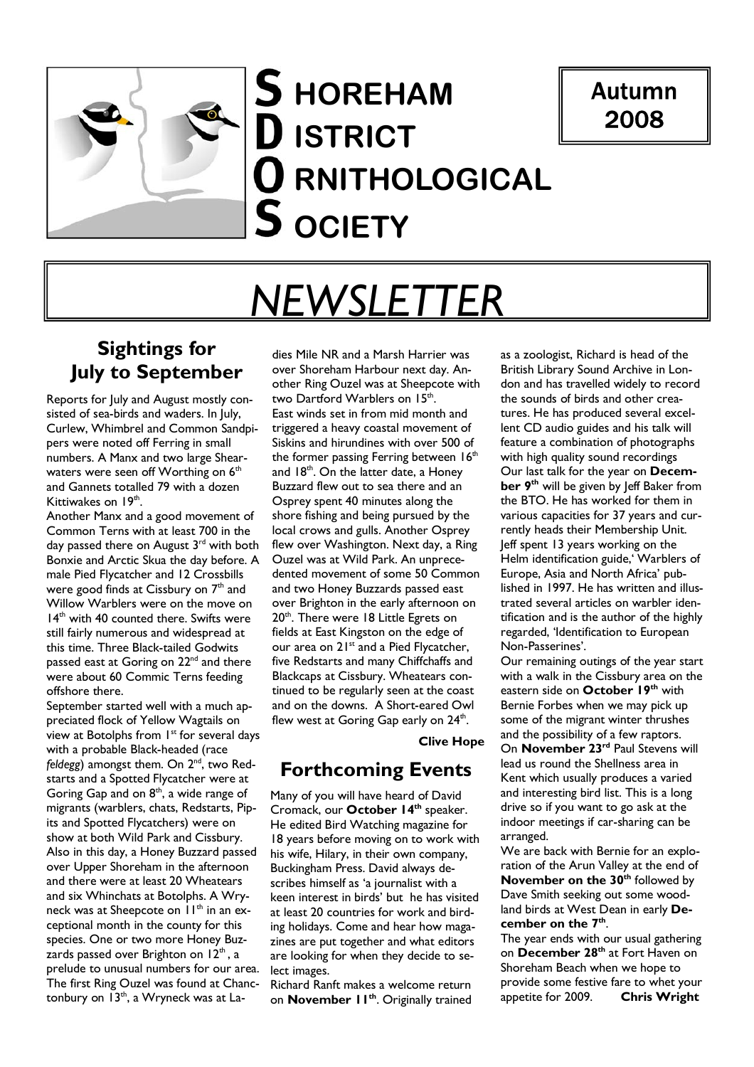# SHOREHAM DISTRICT ORNITHOLOGICAL SOCIETY

**Autumn 2008**

# NEWSLETTER

## Sightings for July to September

Reports for July and August mostly consisted of sea-birds and waders. In July, Curlew, Whimbrel and Common Sandpipers were noted off Ferring in small numbers. A Manx and two large Shearwaters were seen off Worthing on 6th and Gannets totalled 79 with a dozen Kittiwakes on 19th.

Another Manx and a good movement of Common Terns with at least 700 in the day passed there on August 3rd with both Bonxie and Arctic Skua the day before. A male Pied Flycatcher and 12 Crossbills were good finds at Cissbury on 7th and Willow Warblers were on the move on 14th with 40 counted there. Swifts were still fairly numerous and widespread at this time. Three Black-tailed Godwits passed east at Goring on 22nd and there were about 60 Commic Terns feeding offshore there.

September started well with a much appreciated flock of Yellow Wagtails on view at Botolphs from 1st for several days with a probable Black-headed (race *feldegg*) amongst them. On 2nd, two Redstarts and a Spotted Flycatcher were at Goring Gap and on 8th, a wide range of migrants (warblers, chats, Redstarts, Pipits and Spotted Flycatchers) were on show at both Wild Park and Cissbury. Also in this day, a Honey Buzzard passed over Upper Shoreham in the afternoon and there were at least 20 Wheatears and six Whinchats at Botolphs. A Wryneck was at Sheepcote on 11th in an exceptional month in the county for this species. One or two more Honey Buzzards passed over Brighton on 12th, a prelude to unusual numbers for our area. The first Ring Ouzel was found at Chanctonbury on 13th, a Wryneck was at Ladies Mile NR and a Marsh Harrier was over Shoreham Harbour next day. Another Ring Ouzel was at Sheepcote with two Dartford Warblers on 15th.

East winds set in from mid month and triggered a heavy coastal movement of Siskins and hirundines with over 500 of the former passing Ferring between 16th and 18th. On the latter date, a Honey Buzzard flew out to sea there and an Osprey spent 40 minutes along the shore fishing and being pursued by the local crows and gulls. Another Osprey flew over Washington. Next day, a Ring Ouzel was at Wild Park. An unprecedented movement of some 50 Common and two Honey Buzzards passed east over Brighton in the early afternoon on 20th. There were 18 Little Egrets on fields at East Kingston on the edge of our area on 21st and a Pied Flycatcher, five Redstarts and many Chiffchaffs and Blackcaps at Cissbury. Wheatears continued to be regularly seen at the coast and on the downs. A Short-eared Owl flew west at Goring Gap early on 24th.

**Clive Hope**

## Forthcoming Events

Many of you will have heard of David Cromack, our **October 14th** speaker. He edited Bird Watching magazine for 18 years before moving on to work with his wife, Hilary, in their own company, Buckingham Press. David always describes himself as 'a journalist with a keen interest in birds' but he has visited at least 20 countries for work and birding holidays. Come and hear how magazines are put together and what editors are looking for when they decide to select images.

Richard Ranft makes a welcome return on **November 11th**. Originally trained as a zoologist, Richard is head of the British Library Sound Archive in London and has travelled widely to record the sounds of birds and other creatures. He has produced several excellent CD audio guides and his talk will feature a combination of photographs with high quality sound recordings

Our last talk for the year on **December 9th** will be given by Jeff Baker from the BTO. He has worked for them in various capacities for 37 years and currently heads their Membership Unit. Jeff spent 13 years working on the Helm identification guide,' Warblers of Europe, Asia and North Africa' published in 1997. He has written and illustrated several articles on warbler identification and is the author of the highly regarded, 'Identification to European Non-Passerines'.

Our remaining outings of the year start with a walk in the Cissbury area on the eastern side on **October 19th** with Bernie Forbes when we may pick up some of the migrant winter thrushes and the possibility of a few raptors.

On **November 23rd** Paul Stevens will lead us round the Shellness area in Kent which usually produces a varied and interesting bird list. This is a long drive so if you want to go ask at the indoor meetings if car-sharing can be arranged.

We are back with Bernie for an exploration of the Arun Valley at the end of **November on the 30th** followed by Dave Smith seeking out some woodland birds at West Dean in early **December on the 7th**.

The year ends with our usual gathering on **December 28th** at Fort Haven on Shoreham Beach when we hope to provide some festive fare to whet your appetite for 2009.

**Chris Wright**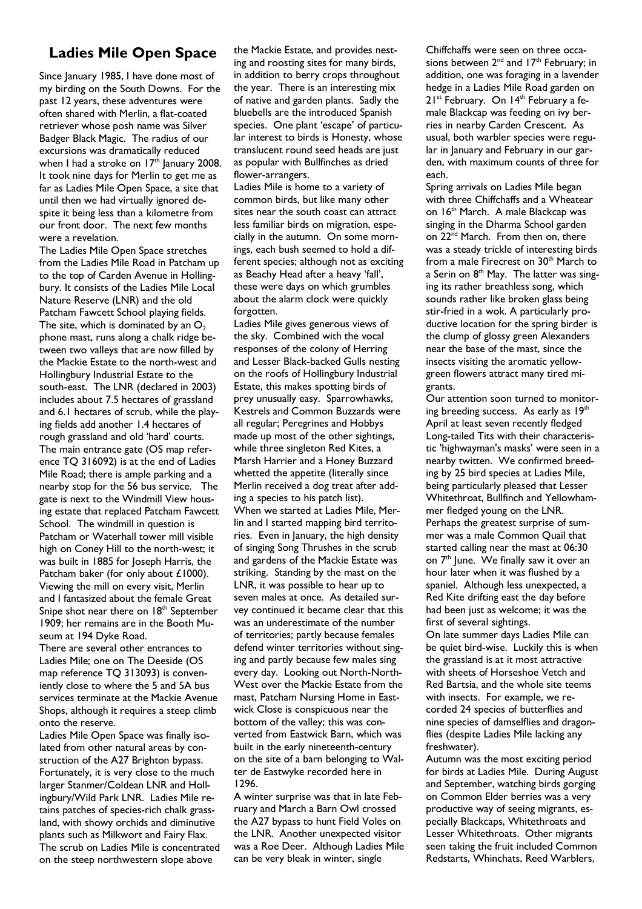## Ladies Mile Open Space

Since January 1985, I have done most of my birding on the South Downs. For the past 12 years, these adventures were often shared with Merlin, a flat-coated retriever whose posh name was Silver Badger Black Magic. The radius of our excursions was dramatically reduced when I had a stroke on 17th January 2008. It took nine days for Merlin to get me as far as Ladies Mile Open Space, a site that until then we had virtually ignored despite it being less than a kilometre from our front door. The next few months were a revelation.

The Ladies Mile Open Space stretches from the Ladies Mile Road in Patcham up to the top of Carden Avenue in Hollingbury. It consists of the Ladies Mile Local Nature Reserve (LNR) and the old Patcham Fawcett School playing fields. The site, which is dominated by an $O_2$ phone mast, runs along a chalk ridge between two valleys that are now filled by the Mackie Estate to the north-west and Hollingbury Industrial Estate to the south-east. The LNR (declared in 2003) includes about 7.5 hectares of grassland and 6.1 hectares of scrub, while the playing fields add another 1.4 hectares of rough grassland and old 'hard' courts. The main entrance gate (OS map reference TQ 316092) is at the end of Ladies Mile Road; there is ample parking and a nearby stop for the 56 bus service. The gate is next to the Windmill View housing estate that replaced Patcham Fawcett School. The windmill in question is Patcham or Waterhall tower mill visible high on Coney Hill to the north-west; it was built in 1885 for Joseph Harris, the Patcham baker (for only about £1000). Viewing the mill on every visit, Merlin and I fantasized about the female Great Snipe shot near there on 18th September 1909; her remains are in the Booth Museum at 194 Dyke Road.

There are several other entrances to Ladies Mile; one on The Deeside (OS map reference TQ 313093) is conveniently close to where the 5 and 5A bus services terminate at the Mackie Avenue Shops, although it requires a steep climb onto the reserve.

Ladies Mile Open Space was finally isolated from other natural areas by construction of the A27 Brighton bypass. Fortunately, it is very close to the much larger Stanmer/Coldean LNR and Hollingbury/Wild Park LNR. Ladies Mile retains patches of species-rich chalk grassland, with showy orchids and diminutive plants such as Milkwort and Fairy Flax. The scrub on Ladies Mile is concentrated on the steep northwestern slope above the Mackie Estate, and provides nesting and roosting sites for many birds, in addition to berry crops throughout the year. There is an interesting mix of native and garden plants. Sadly the bluebells are the introduced Spanish species. One plant 'escape' of particular interest to birds is Honesty, whose translucent round seed heads are just as popular with Bullfinches as dried flower-arrangers.

Ladies Mile is home to a variety of common birds, but like many other sites near the south coast can attract less familiar birds on migration, especially in the autumn. On some mornings, each bush seemed to hold a different species; although not as exciting as Beachy Head after a heavy 'fall', these were days on which grumbles about the alarm clock were quickly forgotten.

Ladies Mile gives generous views of the sky. Combined with the vocal responses of the colony of Herring and Lesser Black-backed Gulls nesting on the roofs of Hollingbury Industrial Estate, this makes spotting birds of prey unusually easy. Sparrowhawks, Kestrels and Common Buzzards were all regular; Peregrines and Hobbys made up most of the other sightings, while three singleton Red Kites, a Marsh Harrier and a Honey Buzzard whetted the appetite (literally since Merlin received a dog treat after adding a species to his patch list).

When we started at Ladies Mile, Merlin and I started mapping bird territories. Even in January, the high density of singing Song Thrushes in the scrub and gardens of the Mackie Estate was striking. Standing by the mast on the LNR, it was possible to hear up to seven males at once. As detailed survey continued it became clear that this was an underestimate of the number of territories; partly because females defend winter territories without singing and partly because few males sing every day. Looking out North-North-West over the Mackie Estate from the mast, Patcham Nursing Home in Eastwick Close is conspicuous near the bottom of the valley; this was converted from Eastwick Barn, which was built in the early nineteenth-century on the site of a barn belonging to Walter de Eastwyke recorded here in 1296.

A winter surprise was that in late February and March a Barn Owl crossed the A27 bypass to hunt Field Voles on the LNR. Another unexpected visitor was a Roe Deer. Although Ladies Mile can be very bleak in winter, single Chiffchaffs were seen on three occasions between 2nd and 17th February; in addition, one was foraging in a lavender hedge in a Ladies Mile Road garden on 21st February. On 14th February a female Blackcap was feeding on ivy berries in nearby Carden Crescent. As usual, both warbler species were regular in January and February in our garden, with maximum counts of three for each.

Spring arrivals on Ladies Mile began with three Chiffchaffs and a Wheatear on 16th March. A male Blackcap was singing in the Dharma School garden on 22nd March. From then on, there was a steady trickle of interesting birds from a male Firecrest on 30th March to a Serin on 8th May. The latter was singing its rather breathless song, which sounds rather like broken glass being stir-fried in a wok. A particularly productive location for the spring birder is the clump of glossy green Alexanders near the base of the mast, since the insects visiting the aromatic yellow-green flowers attract many tired migrants.

Our attention soon turned to monitoring breeding success. As early as 19th April at least seven recently fledged Long-tailed Tits with their characteristic 'highwayman's masks' were seen in a nearby twitten. We confirmed breeding by 25 bird species at Ladies Mile, being particularly pleased that Lesser Whitethroat, Bullfinch and Yellowhammer fledged young on the LNR.

Perhaps the greatest surprise of summer was a male Common Quail that started calling near the mast at 06:30 on 7th June. We finally saw it over an hour later when it was flushed by a spaniel. Although less unexpected, a Red Kite drifting east the day before had been just as welcome; it was the first of several sightings.

On late summer days Ladies Mile can be quiet bird-wise. Luckily this is when the grassland is at it most attractive with sheets of Horseshoe Vetch and Red Bartsia, and the whole site teems with insects. For example, we recorded 24 species of butterflies and nine species of damselflies and dragonflies (despite Ladies Mile lacking any freshwater).

Autumn was the most exciting period for birds at Ladies Mile. During August and September, watching birds gorging on Common Elder berries was a very productive way of seeing migrants, especially Blackcaps, Whitethroats and Lesser Whitethroats. Other migrants seen taking the fruit included Common Redstarts, Whinchats, Reed Warblers,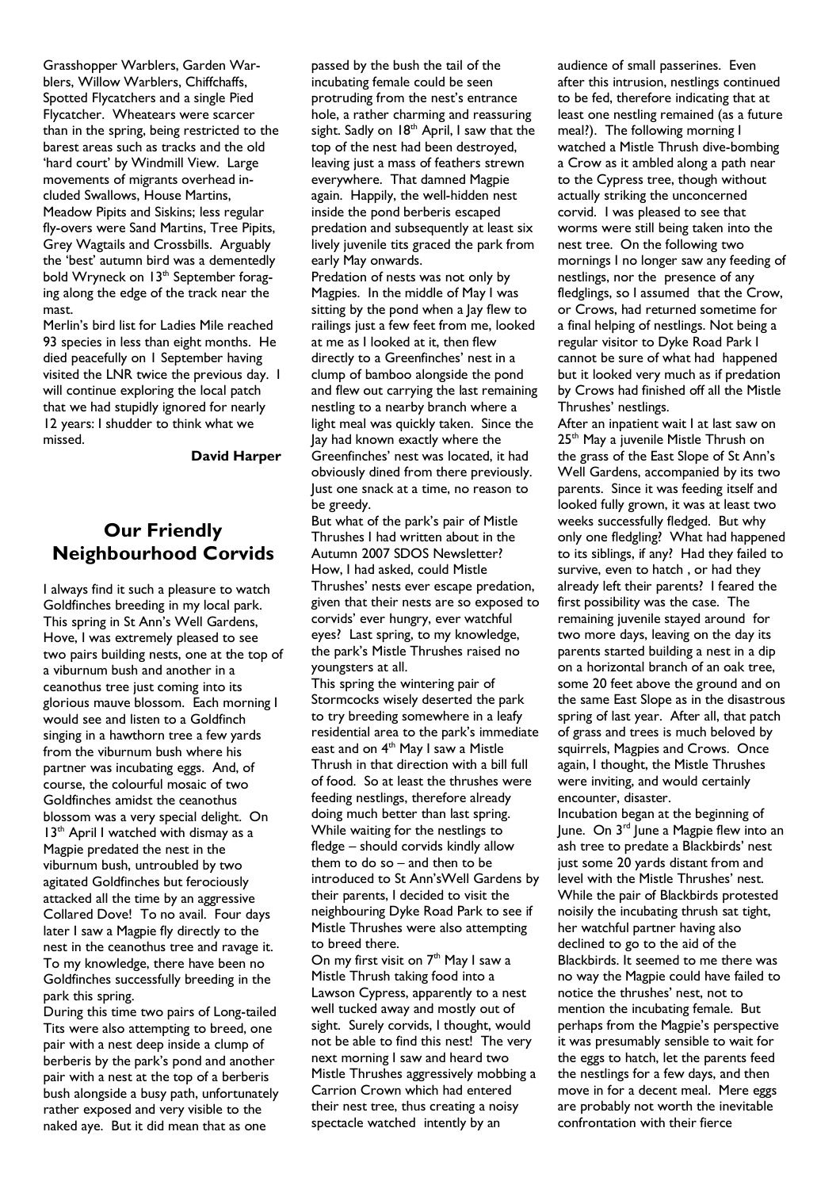Grasshopper Warblers, Garden Warblers, Willow Warblers, Chiffchaffs, Spotted Flycatchers and a single Pied Flycatcher. Wheatears were scarcer than in the spring, being restricted to the barest areas such as tracks and the old 'hard court' by Windmill View. Large movements of migrants overhead included Swallows, House Martins, Meadow Pipits and Siskins; less regular fly-overs were Sand Martins, Tree Pipits, Grey Wagtails and Crossbills. Arguably the 'best' autumn bird was a dementedly bold Wryneck on 13th September foraging along the edge of the track near the mast.

Merlin's bird list for Ladies Mile reached 93 species in less than eight months. He died peacefully on 1 September having visited the LNR twice the previous day. I will continue exploring the local patch that we had stupidly ignored for nearly 12 years: I shudder to think what we missed.

**David Harper**

## Our Friendly Neighbourhood Corvids

I always find it such a pleasure to watch Goldfinches breeding in my local park. This spring in St Ann's Well Gardens, Hove, I was extremely pleased to see two pairs building nests, one at the top of a viburnum bush and another in a ceanothus tree just coming into its glorious mauve blossom. Each morning I would see and listen to a Goldfinch singing in a hawthorn tree a few yards from the viburnum bush where his partner was incubating eggs. And, of course, the colourful mosaic of two Goldfinches amidst the ceanothus blossom was a very special delight. On 13th April I watched with dismay as a Magpie predated the nest in the viburnum bush, untroubled by two agitated Goldfinches but ferociously attacked all the time by an aggressive Collared Dove! To no avail. Four days later I saw a Magpie fly directly to the nest in the ceanothus tree and ravage it. To my knowledge, there have been no Goldfinches successfully breeding in the park this spring.

During this time two pairs of Long-tailed Tits were also attempting to breed, one pair with a nest deep inside a clump of berberis by the park's pond and another pair with a nest at the top of a berberis bush alongside a busy path, unfortunately rather exposed and very visible to the naked aye. But it did mean that as one passed by the bush the tail of the incubating female could be seen protruding from the nest's entrance hole, a rather charming and reassuring sight. Sadly on 18th April, I saw that the top of the nest had been destroyed, leaving just a mass of feathers strewn everywhere. That damned Magpie again. Happily, the well-hidden nest inside the pond berberis escaped predation and subsequently at least six lively juvenile tits graced the park from early May onwards.

Predation of nests was not only by Magpies. In the middle of May I was sitting by the pond when a Jay flew to railings just a few feet from me, looked at me as I looked at it, then flew directly to a Greenfinches' nest in a clump of bamboo alongside the pond and flew out carrying the last remaining nestling to a nearby branch where a light meal was quickly taken. Since the Jay had known exactly where the Greenfinches' nest was located, it had obviously dined from there previously. Just one snack at a time, no reason to be greedy.

But what of the park's pair of Mistle Thrushes I had written about in the Autumn 2007 SDOS Newsletter? How, I had asked, could Mistle Thrushes' nests ever escape predation, given that their nests are so exposed to corvids' ever hungry, ever watchful eyes? Last spring, to my knowledge, the park's Mistle Thrushes raised no youngsters at all.

This spring the wintering pair of Stormcocks wisely deserted the park to try breeding somewhere in a leafy residential area to the park's immediate east and on 4th May I saw a Mistle Thrush in that direction with a bill full of food. So at least the thrushes were feeding nestlings, therefore already doing much better than last spring. While waiting for the nestlings to fledge – should corvids kindly allow them to do so – and then to be introduced to St Ann'sWell Gardens by their parents, I decided to visit the neighbouring Dyke Road Park to see if Mistle Thrushes were also attempting to breed there.

On my first visit on 7th May I saw a Mistle Thrush taking food into a Lawson Cypress, apparently to a nest well tucked away and mostly out of sight. Surely corvids, I thought, would not be able to find this nest! The very next morning I saw and heard two Mistle Thrushes aggressively mobbing a Carrion Crown which had entered their nest tree, thus creating a noisy spectacle watched intently by an audience of small passerines. Even after this intrusion, nestlings continued to be fed, therefore indicating that at least one nestling remained (as a future meal?). The following morning I watched a Mistle Thrush dive-bombing a Crow as it ambled along a path near to the Cypress tree, though without actually striking the unconcerned corvid. I was pleased to see that worms were still being taken into the nest tree. On the following two mornings I no longer saw any feeding of nestlings, nor the presence of any fledglings, so I assumed that the Crow, or Crows, had returned sometime for a final helping of nestlings. Not being a regular visitor to Dyke Road Park I cannot be sure of what had happened but it looked very much as if predation by Crows had finished off all the Mistle Thrushes' nestlings.

After an inpatient wait I at last saw on 25th May a juvenile Mistle Thrush on the grass of the East Slope of St Ann's Well Gardens, accompanied by its two parents. Since it was feeding itself and looked fully grown, it was at least two weeks successfully fledged. But why only one fledgling? What had happened to its siblings, if any? Had they failed to survive, even to hatch , or had they already left their parents? I feared the first possibility was the case. The remaining juvenile stayed around for two more days, leaving on the day its parents started building a nest in a dip on a horizontal branch of an oak tree, some 20 feet above the ground and on the same East Slope as in the disastrous spring of last year. After all, that patch of grass and trees is much beloved by squirrels, Magpies and Crows. Once again, I thought, the Mistle Thrushes were inviting, and would certainly encounter, disaster.

Incubation began at the beginning of June. On 3rd June a Magpie flew into an ash tree to predate a Blackbirds' nest just some 20 yards distant from and level with the Mistle Thrushes' nest. While the pair of Blackbirds protested noisily the incubating thrush sat tight, her watchful partner having also declined to go to the aid of the Blackbirds. It seemed to me there was no way the Magpie could have failed to notice the thrushes' nest, not to mention the incubating female. But perhaps from the Magpie's perspective it was presumably sensible to wait for the eggs to hatch, let the parents feed the nestlings for a few days, and then move in for a decent meal. Mere eggs are probably not worth the inevitable confrontation with their fierce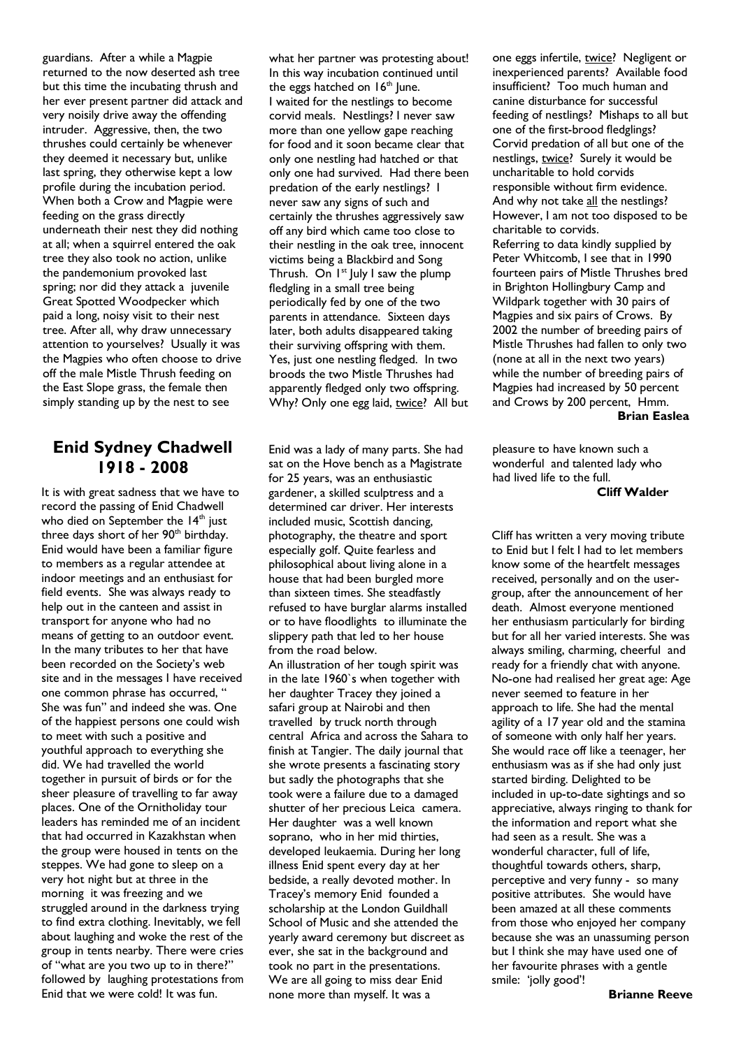guardians. After a while a Magpie returned to the now deserted ash tree but this time the incubating thrush and her ever present partner did attack and very noisily drive away the offending intruder. Aggressive, then, the two thrushes could certainly be whenever they deemed it necessary but, unlike last spring, they otherwise kept a low profile during the incubation period. When both a Crow and Magpie were feeding on the grass directly underneath their nest they did nothing at all; when a squirrel entered the oak tree they also took no action, unlike the pandemonium provoked last spring; nor did they attack a juvenile Great Spotted Woodpecker which paid a long, noisy visit to their nest tree. After all, why draw unnecessary attention to yourselves? Usually it was the Magpies who often choose to drive off the male Mistle Thrush feeding on the East Slope grass, the female then simply standing up by the nest to see what her partner was protesting about! In this way incubation continued until the eggs hatched on 16th June.

I waited for the nestlings to become corvid meals. Nestlings? I never saw more than one yellow gape reaching for food and it soon became clear that only one nestling had hatched or that only one had survived. Had there been predation of the early nestlings? I never saw any signs of such and certainly the thrushes aggressively saw off any bird which came too close to their nestling in the oak tree, innocent victims being a Blackbird and Song Thrush. On 1st July I saw the plump fledgling in a small tree being periodically fed by one of the two parents in attendance. Sixteen days later, both adults disappeared taking their surviving offspring with them. Yes, just one nestling fledged. In two broods the two Mistle Thrushes had apparently fledged only two offspring. Why? Only one egg laid, twice? All but one eggs infertile, twice? Negligent or inexperienced parents? Available food insufficient? Too much human and canine disturbance for successful feeding of nestlings? Mishaps to all but one of the first-brood fledglings? Corvid predation of all but one of the nestlings, twice? Surely it would be uncharitable to hold corvids responsible without firm evidence. And why not take all the nestlings? However, I am not too disposed to be charitable to corvids.

Referring to data kindly supplied by Peter Whitcomb, I see that in 1990 fourteen pairs of Mistle Thrushes bred in Brighton Hollingbury Camp and Wildpark together with 30 pairs of Magpies and six pairs of Crows. By 2002 the number of breeding pairs of Mistle Thrushes had fallen to only two (none at all in the next two years) while the number of breeding pairs of Magpies had increased by 50 percent and Crows by 200 percent, Hmm.

**Brian Easlea**

## Enid Sydney Chadwell 1918 - 2008

It is with great sadness that we have to record the passing of Enid Chadwell who died on September the 14th just three days short of her 90th birthday. Enid would have been a familiar figure to members as a regular attendee at indoor meetings and an enthusiast for field events. She was always ready to help out in the canteen and assist in transport for anyone who had no means of getting to an outdoor event. In the many tributes to her that have been recorded on the Society's web site and in the messages I have received one common phrase has occurred, " She was fun" and indeed she was. One of the happiest persons one could wish to meet with such a positive and youthful approach to everything she did. We had travelled the world together in pursuit of birds or for the sheer pleasure of travelling to far away places. One of the Ornitholiday tour leaders has reminded me of an incident that had occurred in Kazakhstan when the group were housed in tents on the steppes. We had gone to sleep on a very hot night but at three in the morning it was freezing and we struggled around in the darkness trying to find extra clothing. Inevitably, we fell about laughing and woke the rest of the group in tents nearby. There were cries of "what are you two up to in there?" followed by laughing protestations from Enid that we were cold! It was fun.

Enid was a lady of many parts. She had sat on the Hove bench as a Magistrate for 25 years, was an enthusiastic gardener, a skilled sculptress and a determined car driver. Her interests included music, Scottish dancing, photography, the theatre and sport especially golf. Quite fearless and philosophical about living alone in a house that had been burgled more than sixteen times. She steadfastly refused to have burglar alarms installed or to have floodlights to illuminate the slippery path that led to her house from the road below.

An illustration of her tough spirit was in the late 1960`s when together with her daughter Tracey they joined a safari group at Nairobi and then travelled by truck north through central Africa and across the Sahara to finish at Tangier. The daily journal that she wrote presents a fascinating story but sadly the photographs that she took were a failure due to a damaged shutter of her precious Leica camera. Her daughter was a well known soprano, who in her mid thirties, developed leukaemia. During her long illness Enid spent every day at her bedside, a really devoted mother. In Tracey's memory Enid founded a scholarship at the London Guildhall School of Music and she attended the yearly award ceremony but discreet as ever, she sat in the background and took no part in the presentations.

We are all going to miss dear Enid none more than myself. It was a pleasure to have known such a wonderful and talented lady who had lived life to the full.

**Cliff Walder**

Cliff has written a very moving tribute to Enid but I felt I had to let members know some of the heartfelt messages received, personally and on the user-group, after the announcement of her death. Almost everyone mentioned her enthusiasm particularly for birding but for all her varied interests. She was always smiling, charming, cheerful and ready for a friendly chat with anyone. No-one had realised her great age: Age never seemed to feature in her approach to life. She had the mental agility of a 17 year old and the stamina of someone with only half her years. She would race off like a teenager, her enthusiasm was as if she had only just started birding. Delighted to be included in up-to-date sightings and so appreciative, always ringing to thank for the information and report what she had seen as a result. She was a wonderful character, full of life, thoughtful towards others, sharp, perceptive and very funny - so many positive attributes. She would have been amazed at all these comments from those who enjoyed her company because she was an unassuming person but I think she may have used one of her favourite phrases with a gentle smile: 'jolly good'!

**Brianne Reeve**